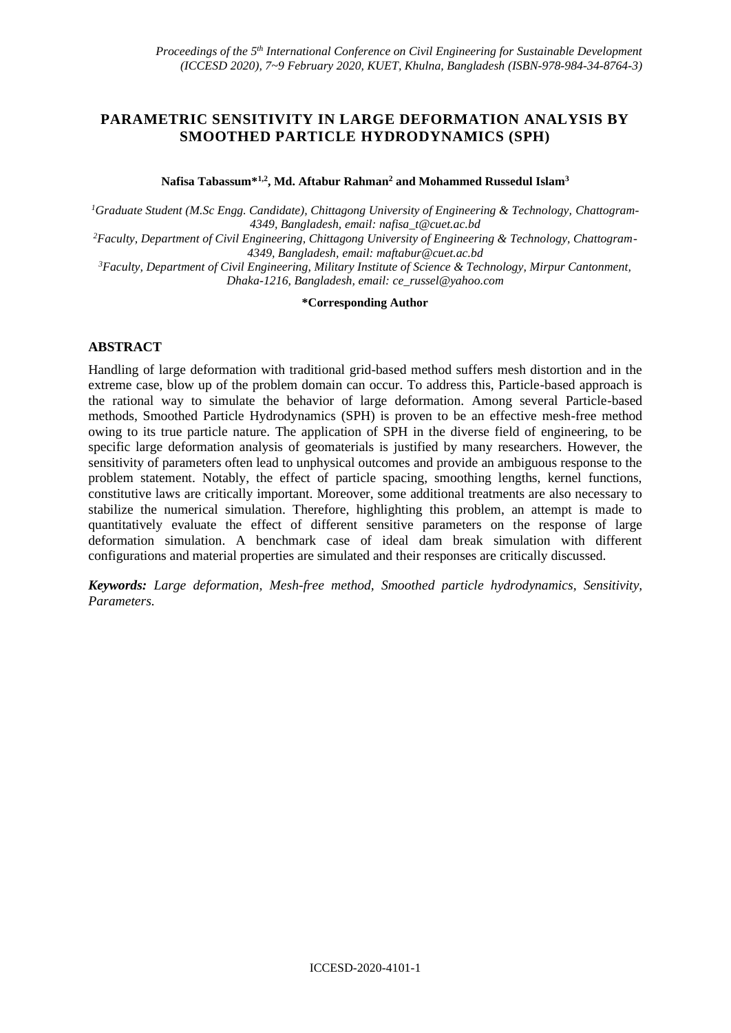# PARAMETRIC SENSITIVITY IN LARGE DEFORMATION ANALYSIS BY SMOOTHED PARTICLE HYDRODYNAMICS (SPH)

**Nafisa Tabassum*[1,2], Md. Aftabur Rahman[2] and Mohammed Russedul Islam[3]**

*[1]Graduate Student (M.Sc Engg. Candidate), Chittagong University of Engineering & Technology, Chattogram-4349, Bangladesh, email: nafisa_t@cuet.ac.bd*

*[2]Faculty, Department of Civil Engineering, Chittagong University of Engineering & Technology, Chattogram-4349, Bangladesh, email: maftabur@cuet.ac.bd*

*[3]Faculty, Department of Civil Engineering, Military Institute of Science & Technology, Mirpur Cantonment, Dhaka-1216, Bangladesh, email: ce_russel@yahoo.com*

**\*Corresponding Author**

## ABSTRACT

Handling of large deformation with traditional grid-based method suffers mesh distortion and in the extreme case, blow up of the problem domain can occur. To address this, Particle-based approach is the rational way to simulate the behavior of large deformation. Among several Particle-based methods, Smoothed Particle Hydrodynamics (SPH) is proven to be an effective mesh-free method owing to its true particle nature. The application of SPH in the diverse field of engineering, to be specific large deformation analysis of geomaterials is justified by many researchers. However, the sensitivity of parameters often lead to unphysical outcomes and provide an ambiguous response to the problem statement. Notably, the effect of particle spacing, smoothing lengths, kernel functions, constitutive laws are critically important. Moreover, some additional treatments are also necessary to stabilize the numerical simulation. Therefore, highlighting this problem, an attempt is made to quantitatively evaluate the effect of different sensitive parameters on the response of large deformation simulation. A benchmark case of ideal dam break simulation with different configurations and material properties are simulated and their responses are critically discussed.

***Keywords:*** *Large deformation, Mesh-free method, Smoothed particle hydrodynamics, Sensitivity, Parameters.*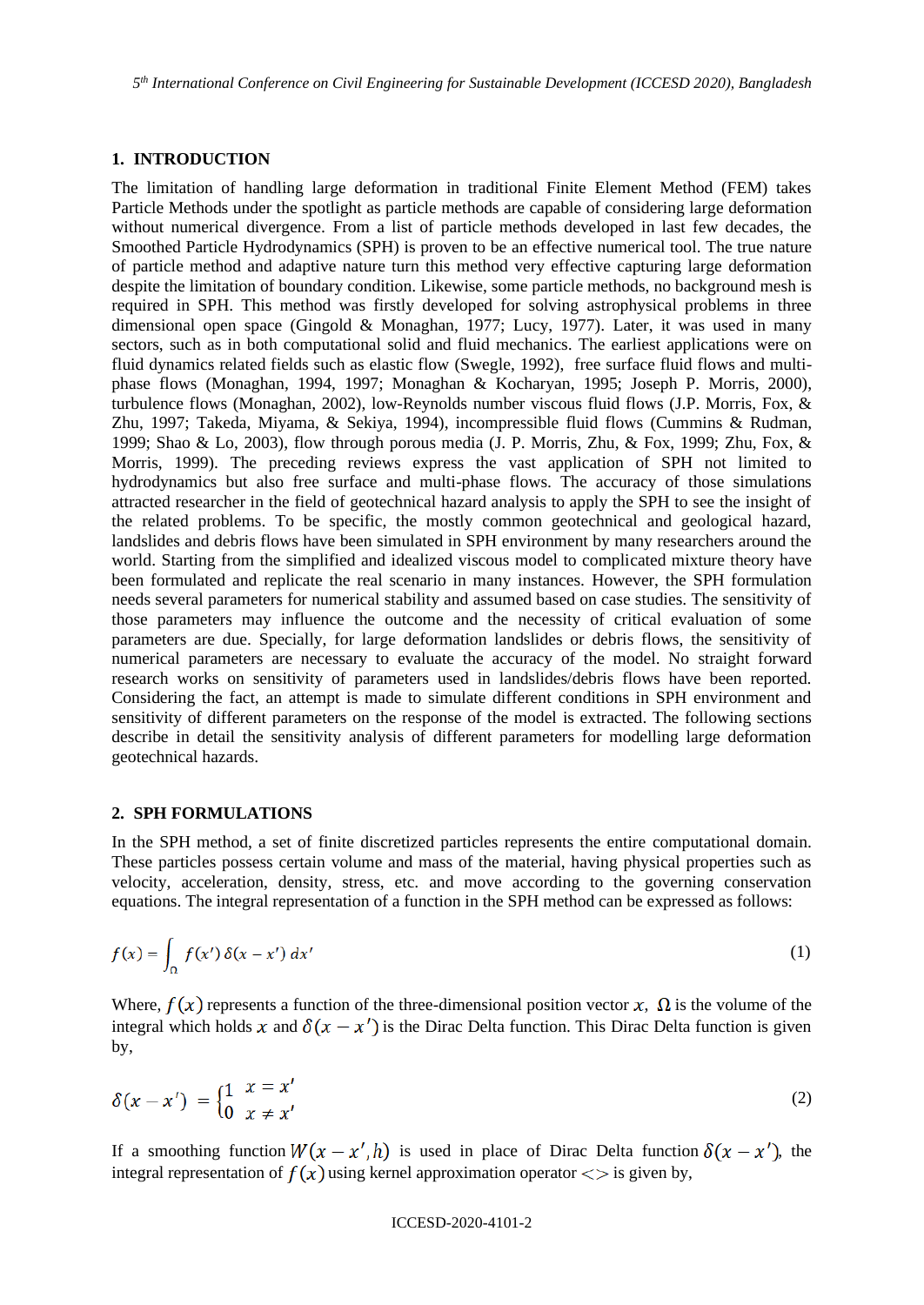## 1. INTRODUCTION

The limitation of handling large deformation in traditional Finite Element Method (FEM) takes Particle Methods under the spotlight as particle methods are capable of considering large deformation without numerical divergence. From a list of particle methods developed in last few decades, the Smoothed Particle Hydrodynamics (SPH) is proven to be an effective numerical tool. The true nature of particle method and adaptive nature turn this method very effective capturing large deformation despite the limitation of boundary condition. Likewise, some particle methods, no background mesh is required in SPH. This method was firstly developed for solving astrophysical problems in three dimensional open space (Gingold & Monaghan, 1977; Lucy, 1977). Later, it was used in many sectors, such as in both computational solid and fluid mechanics. The earliest applications were on fluid dynamics related fields such as elastic flow (Swegle, 1992), free surface fluid flows and multi-phase flows (Monaghan, 1994, 1997; Monaghan & Kocharyan, 1995; Joseph P. Morris, 2000), turbulence flows (Monaghan, 2002), low-Reynolds number viscous fluid flows (J.P. Morris, Fox, & Zhu, 1997; Takeda, Miyama, & Sekiya, 1994), incompressible fluid flows (Cummins & Rudman, 1999; Shao & Lo, 2003), flow through porous media (J. P. Morris, Zhu, & Fox, 1999; Zhu, Fox, & Morris, 1999). The preceding reviews express the vast application of SPH not limited to hydrodynamics but also free surface and multi-phase flows. The accuracy of those simulations attracted researcher in the field of geotechnical hazard analysis to apply the SPH to see the insight of the related problems. To be specific, the mostly common geotechnical and geological hazard, landslides and debris flows have been simulated in SPH environment by many researchers around the world. Starting from the simplified and idealized viscous model to complicated mixture theory have been formulated and replicate the real scenario in many instances. However, the SPH formulation needs several parameters for numerical stability and assumed based on case studies. The sensitivity of those parameters may influence the outcome and the necessity of critical evaluation of some parameters are due. Specially, for large deformation landslides or debris flows, the sensitivity of numerical parameters are necessary to evaluate the accuracy of the model. No straight forward research works on sensitivity of parameters used in landslides/debris flows have been reported. Considering the fact, an attempt is made to simulate different conditions in SPH environment and sensitivity of different parameters on the response of the model is extracted. The following sections describe in detail the sensitivity analysis of different parameters for modelling large deformation geotechnical hazards.

## 2. SPH FORMULATIONS

In the SPH method, a set of finite discretized particles represents the entire computational domain. These particles possess certain volume and mass of the material, having physical properties such as velocity, acceleration, density, stress, etc. and move according to the governing conservation equations. The integral representation of a function in the SPH method can be expressed as follows:

$$f(x) = \int_{\Omega} f(x')\,\delta(x - x')\,dx' \tag{1}$$

Where, $f(x)$ represents a function of the three-dimensional position vector $x$, $\Omega$ is the volume of the integral which holds $x$ and $\delta(x - x')$ is the Dirac Delta function. This Dirac Delta function is given by,

$$\delta(x - x') = \begin{cases} 1 & x = x' \\ 0 & x \neq x' \end{cases} \tag{2}$$

If a smoothing function $W(x - x', h)$ is used in place of Dirac Delta function $\delta(x - x')$, the integral representation of $f(x)$ using kernel approximation operator $<>$ is given by,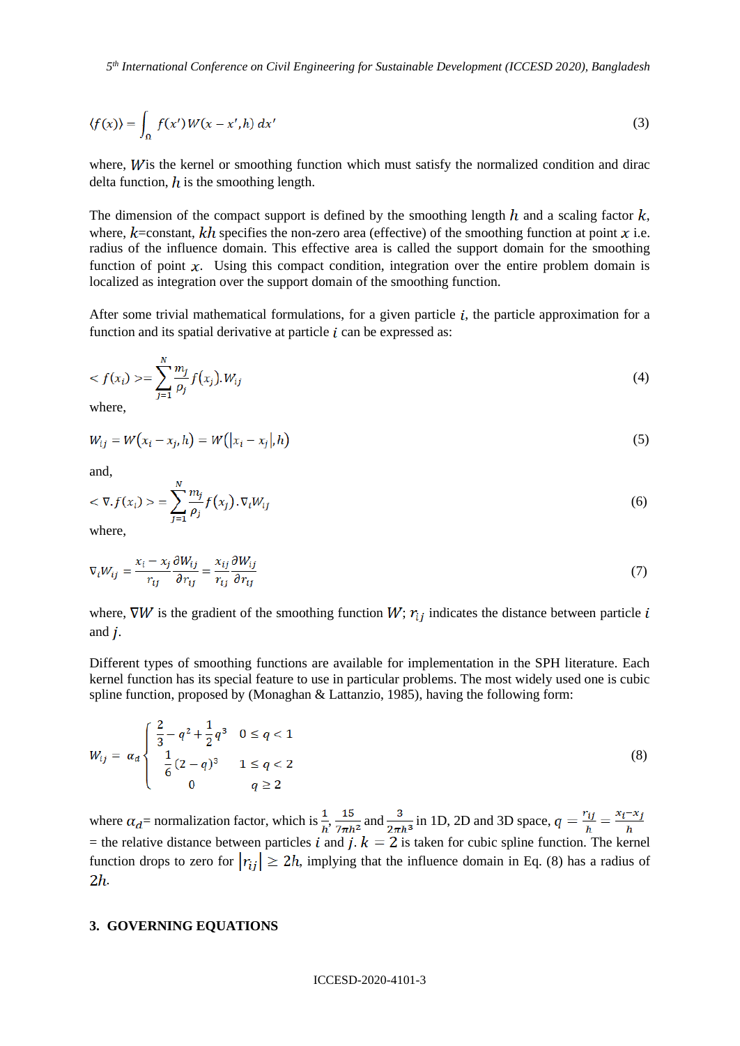$$\langle f(x) \rangle = \int_{\Omega} f(x') W(x - x', h)\, dx' \tag{3}$$

where, $W$ is the kernel or smoothing function which must satisfy the normalized condition and dirac delta function, $h$ is the smoothing length.

The dimension of the compact support is defined by the smoothing length $h$ and a scaling factor $k$, where, $k$=constant, $kh$ specifies the non-zero area (effective) of the smoothing function at point $x$ i.e. radius of the influence domain. This effective area is called the support domain for the smoothing function of point $x$. Using this compact condition, integration over the entire problem domain is localized as integration over the support domain of the smoothing function.

After some trivial mathematical formulations, for a given particle $i$, the particle approximation for a function and its spatial derivative at particle $i$ can be expressed as:

$$< f(x_i) >= \sum_{j=1}^{N} \frac{m_j}{\rho_j} f(x_j).W_{ij} \tag{4}$$

where,

$$W_{ij} = W(x_i - x_j, h) = W(|x_i - x_j|, h) \tag{5}$$

and,

$$< \nabla.f(x_i) > = \sum_{j=1}^{N} \frac{m_j}{\rho_j} f(x_j).\nabla_i W_{ij} \tag{6}$$

where,

$$\nabla_i W_{ij} = \frac{x_i - x_j}{r_{ij}} \frac{\partial W_{ij}}{\partial r_{ij}} = \frac{x_{ij}}{r_{ij}} \frac{\partial W_{ij}}{\partial r_{ij}} \tag{7}$$

where, $\nabla W$ is the gradient of the smoothing function $W$; $r_{ij}$ indicates the distance between particle $i$ and $j$.

Different types of smoothing functions are available for implementation in the SPH literature. Each kernel function has its special feature to use in particular problems. The most widely used one is cubic spline function, proposed by (Monaghan & Lattanzio, 1985), having the following form:

$$W_{ij} = \alpha_d \begin{cases} \frac{2}{3} - q^2 + \frac{1}{2} q^3 & 0 \le q < 1 \\ \frac{1}{6}(2 - q)^3 & 1 \le q < 2 \\ 0 & q \ge 2 \end{cases} \tag{8}$$

where $\alpha_d$= normalization factor, which is $\frac{1}{h}$, $\frac{15}{7\pi h^2}$ and $\frac{3}{2\pi h^3}$ in 1D, 2D and 3D space, $q = \frac{r_{ij}}{h} = \frac{x_i - x_j}{h}$ = the relative distance between particles $i$ and $j$. $k = 2$ is taken for cubic spline function. The kernel function drops to zero for $|r_{ij}| \ge 2h$, implying that the influence domain in Eq. (8) has a radius of $2h$.

## 3. GOVERNING EQUATIONS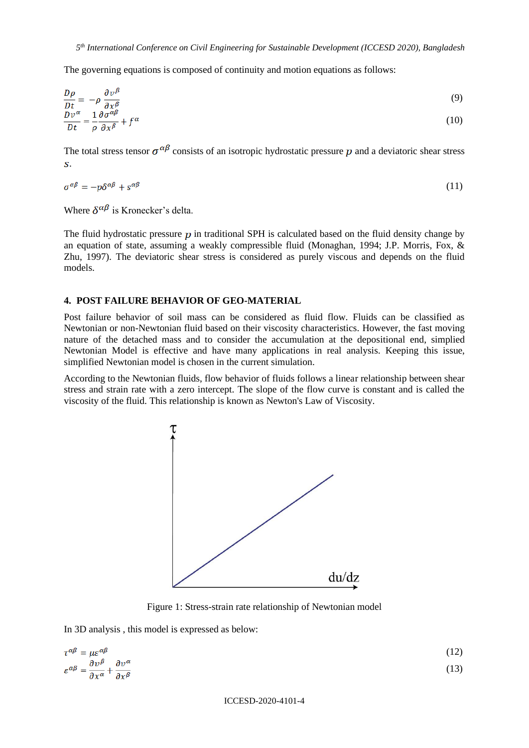The governing equations is composed of continuity and motion equations as follows:

$$\frac{D\rho}{Dt} = -\rho \frac{\partial v^{\beta}}{\partial x^{\beta}} \tag{9}$$

$$\frac{Dv^{\alpha}}{Dt} = \frac{1}{\rho}\frac{\partial \sigma^{\alpha\beta}}{\partial x^{\beta}} + f^{\alpha} \tag{10}$$

The total stress tensor $\sigma^{\alpha\beta}$ consists of an isotropic hydrostatic pressure $p$ and a deviatoric shear stress $s$.

$$\sigma^{\alpha\beta} = -p\delta^{\alpha\beta} + s^{\alpha\beta} \tag{11}$$

Where $\delta^{\alpha\beta}$ is Kronecker's delta.

The fluid hydrostatic pressure $p$ in traditional SPH is calculated based on the fluid density change by an equation of state, assuming a weakly compressible fluid (Monaghan, 1994; J.P. Morris, Fox, & Zhu, 1997). The deviatoric shear stress is considered as purely viscous and depends on the fluid models.

## 4. POST FAILURE BEHAVIOR OF GEO-MATERIAL

Post failure behavior of soil mass can be considered as fluid flow. Fluids can be classified as Newtonian or non-Newtonian fluid based on their viscosity characteristics. However, the fast moving nature of the detached mass and to consider the accumulation at the depositional end, simplied Newtonian Model is effective and have many applications in real analysis. Keeping this issue, simplified Newtonian model is chosen in the current simulation.

According to the Newtonian fluids, flow behavior of fluids follows a linear relationship between shear stress and strain rate with a zero intercept. The slope of the flow curve is constant and is called the viscosity of the fluid. This relationship is known as Newton's Law of Viscosity.

Figure 1: Stress-strain rate relationship of Newtonian model

In 3D analysis , this model is expressed as below:

$$\tau^{\alpha\beta} = \mu\varepsilon^{\alpha\beta} \tag{12}$$

$$\varepsilon^{\alpha\beta} = \frac{\partial v^{\beta}}{\partial x^{\alpha}} + \frac{\partial v^{\alpha}}{\partial x^{\beta}} \tag{13}$$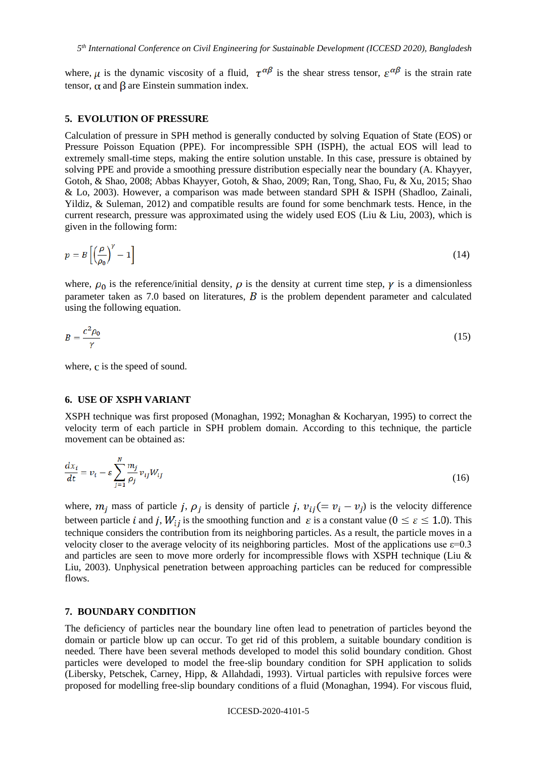where, $\mu$ is the dynamic viscosity of a fluid, $\tau^{\alpha\beta}$ is the shear stress tensor, $\varepsilon^{\alpha\beta}$ is the strain rate tensor, $\alpha$ and $\beta$ are Einstein summation index.

## 5. EVOLUTION OF PRESSURE

Calculation of pressure in SPH method is generally conducted by solving Equation of State (EOS) or Pressure Poisson Equation (PPE). For incompressible SPH (ISPH), the actual EOS will lead to extremely small-time steps, making the entire solution unstable. In this case, pressure is obtained by solving PPE and provide a smoothing pressure distribution especially near the boundary (A. Khayyer, Gotoh, & Shao, 2008; Abbas Khayyer, Gotoh, & Shao, 2009; Ran, Tong, Shao, Fu, & Xu, 2015; Shao & Lo, 2003). However, a comparison was made between standard SPH & ISPH (Shadloo, Zainali, Yildiz, & Suleman, 2012) and compatible results are found for some benchmark tests. Hence, in the current research, pressure was approximated using the widely used EOS (Liu & Liu, 2003), which is given in the following form:

$$p = B\left[\left(\frac{\rho}{\rho_0}\right)^{\gamma} - 1\right] \tag{14}$$

where, $\rho_0$ is the reference/initial density, $\rho$ is the density at current time step, $\gamma$ is a dimensionless parameter taken as 7.0 based on literatures, $B$ is the problem dependent parameter and calculated using the following equation.

$$B = \frac{c^2 \rho_0}{\gamma} \tag{15}$$

where, $c$ is the speed of sound.

## 6. USE OF XSPH VARIANT

XSPH technique was first proposed (Monaghan, 1992; Monaghan & Kocharyan, 1995) to correct the velocity term of each particle in SPH problem domain. According to this technique, the particle movement can be obtained as:

$$\frac{dx_i}{dt} = v_i - \varepsilon \sum_{j=1}^{N} \frac{m_j}{\rho_j} v_{ij} W_{ij} \tag{16}$$

where, $m_j$ mass of particle $j$, $\rho_j$ is density of particle $j$, $v_{ij} (= v_i - v_j)$ is the velocity difference between particle $i$ and $j$, $W_{ij}$ is the smoothing function and $\varepsilon$ is a constant value ($0 \leq \varepsilon \leq 1.0$). This technique considers the contribution from its neighboring particles. As a result, the particle moves in a velocity closer to the average velocity of its neighboring particles. Most of the applications use $\varepsilon$=0.3 and particles are seen to move more orderly for incompressible flows with XSPH technique (Liu & Liu, 2003). Unphysical penetration between approaching particles can be reduced for compressible flows.

## 7. BOUNDARY CONDITION

The deficiency of particles near the boundary line often lead to penetration of particles beyond the domain or particle blow up can occur. To get rid of this problem, a suitable boundary condition is needed. There have been several methods developed to model this solid boundary condition. Ghost particles were developed to model the free-slip boundary condition for SPH application to solids (Libersky, Petschek, Carney, Hipp, & Allahdadi, 1993). Virtual particles with repulsive forces were proposed for modelling free-slip boundary conditions of a fluid (Monaghan, 1994). For viscous fluid,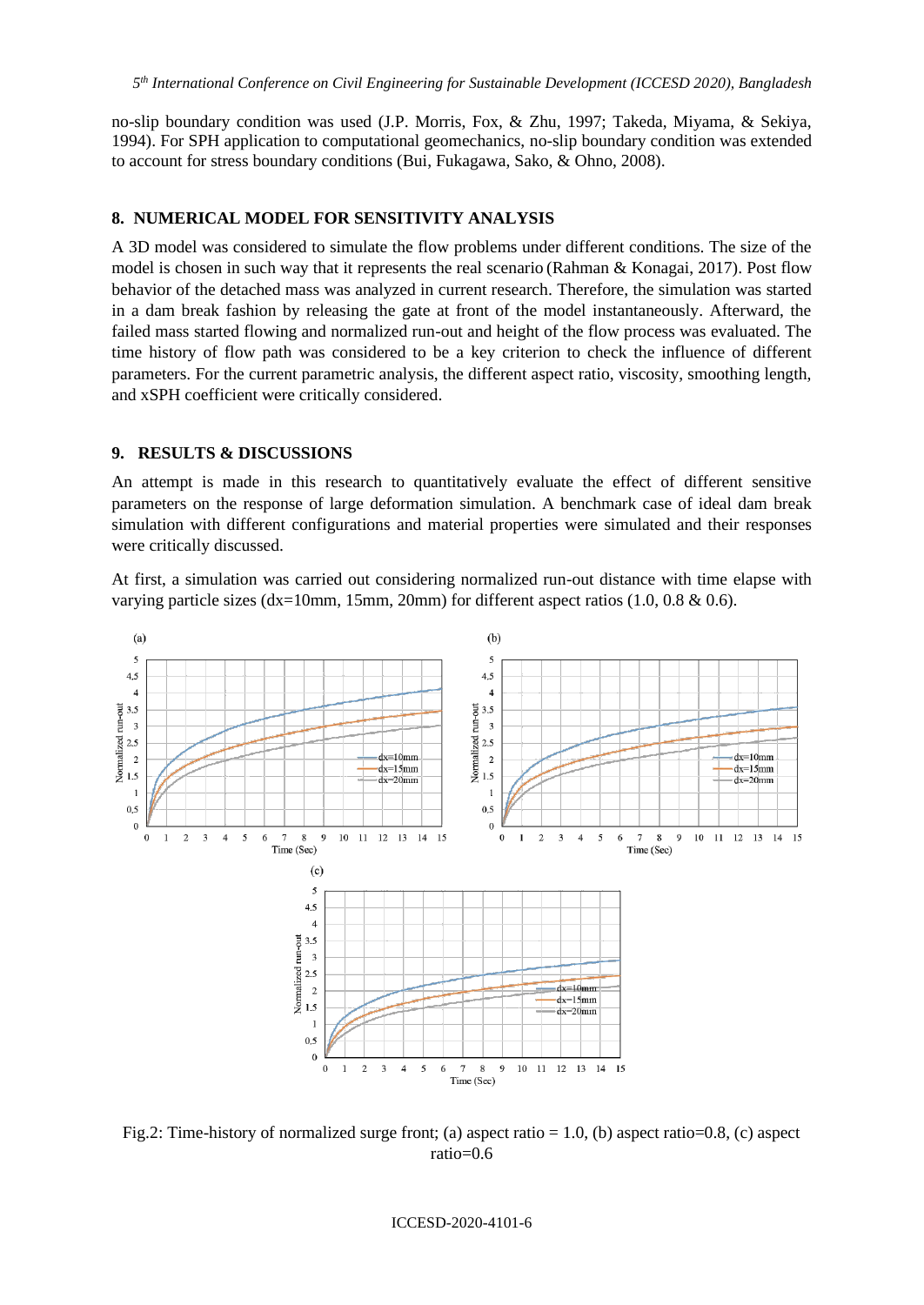no-slip boundary condition was used (J.P. Morris, Fox, & Zhu, 1997; Takeda, Miyama, & Sekiya, 1994). For SPH application to computational geomechanics, no-slip boundary condition was extended to account for stress boundary conditions (Bui, Fukagawa, Sako, & Ohno, 2008).

## 8. NUMERICAL MODEL FOR SENSITIVITY ANALYSIS

A 3D model was considered to simulate the flow problems under different conditions. The size of the model is chosen in such way that it represents the real scenario (Rahman & Konagai, 2017). Post flow behavior of the detached mass was analyzed in current research. Therefore, the simulation was started in a dam break fashion by releasing the gate at front of the model instantaneously. Afterward, the failed mass started flowing and normalized run-out and height of the flow process was evaluated. The time history of flow path was considered to be a key criterion to check the influence of different parameters. For the current parametric analysis, the different aspect ratio, viscosity, smoothing length, and xSPH coefficient were critically considered.

## 9. RESULTS & DISCUSSIONS

An attempt is made in this research to quantitatively evaluate the effect of different sensitive parameters on the response of large deformation simulation. A benchmark case of ideal dam break simulation with different configurations and material properties were simulated and their responses were critically discussed.

At first, a simulation was carried out considering normalized run-out distance with time elapse with varying particle sizes (dx=10mm, 15mm, 20mm) for different aspect ratios (1.0, 0.8 & 0.6).

Fig.2: Time-history of normalized surge front; (a) aspect ratio = 1.0, (b) aspect ratio=0.8, (c) aspect ratio=0.6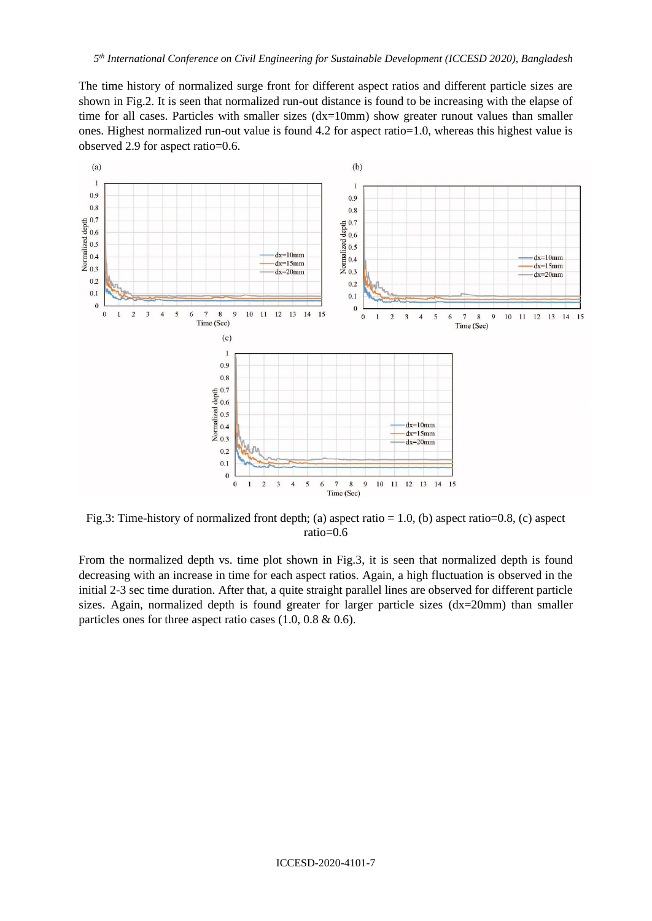The time history of normalized surge front for different aspect ratios and different particle sizes are shown in Fig.2. It is seen that normalized run-out distance is found to be increasing with the elapse of time for all cases. Particles with smaller sizes (dx=10mm) show greater runout values than smaller ones. Highest normalized run-out value is found 4.2 for aspect ratio=1.0, whereas this highest value is observed 2.9 for aspect ratio=0.6.

Fig.3: Time-history of normalized front depth; (a) aspect ratio = 1.0, (b) aspect ratio=0.8, (c) aspect ratio=0.6

From the normalized depth vs. time plot shown in Fig.3, it is seen that normalized depth is found decreasing with an increase in time for each aspect ratios. Again, a high fluctuation is observed in the initial 2-3 sec time duration. After that, a quite straight parallel lines are observed for different particle sizes. Again, normalized depth is found greater for larger particle sizes (dx=20mm) than smaller particles ones for three aspect ratio cases (1.0, 0.8 & 0.6).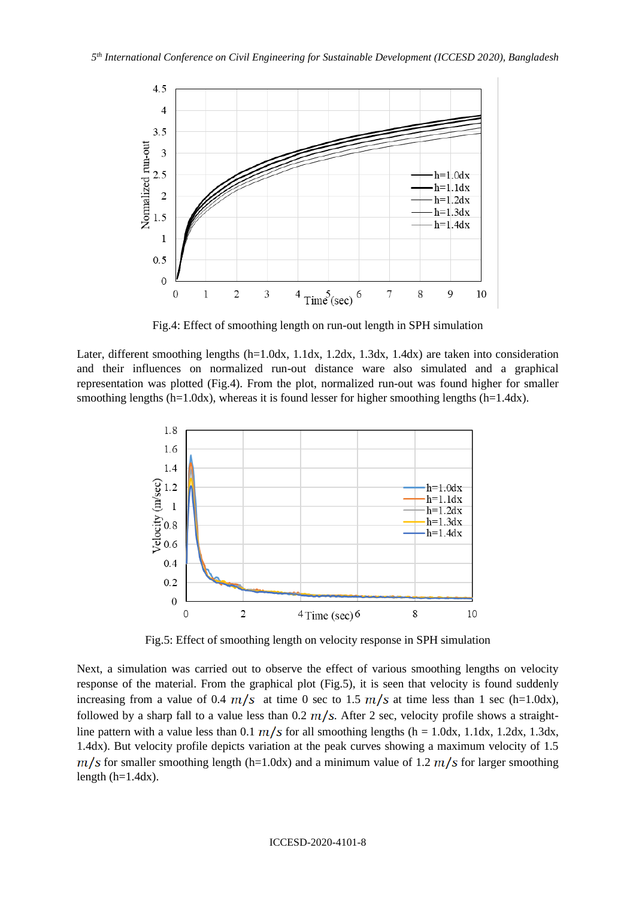Fig.4: Effect of smoothing length on run-out length in SPH simulation

Later, different smoothing lengths (h=1.0dx, 1.1dx, 1.2dx, 1.3dx, 1.4dx) are taken into consideration and their influences on normalized run-out distance ware also simulated and a graphical representation was plotted (Fig.4). From the plot, normalized run-out was found higher for smaller smoothing lengths (h=1.0dx), whereas it is found lesser for higher smoothing lengths (h=1.4dx).

Fig.5: Effect of smoothing length on velocity response in SPH simulation

Next, a simulation was carried out to observe the effect of various smoothing lengths on velocity response of the material. From the graphical plot (Fig.5), it is seen that velocity is found suddenly increasing from a value of 0.4 $m/s$ at time 0 sec to 1.5 $m/s$ at time less than 1 sec (h=1.0dx), followed by a sharp fall to a value less than 0.2 $m/s$. After 2 sec, velocity profile shows a straight-line pattern with a value less than 0.1 $m/s$ for all smoothing lengths (h = 1.0dx, 1.1dx, 1.2dx, 1.3dx, 1.4dx). But velocity profile depicts variation at the peak curves showing a maximum velocity of 1.5 $m/s$ for smaller smoothing length (h=1.0dx) and a minimum value of 1.2 $m/s$ for larger smoothing length (h=1.4dx).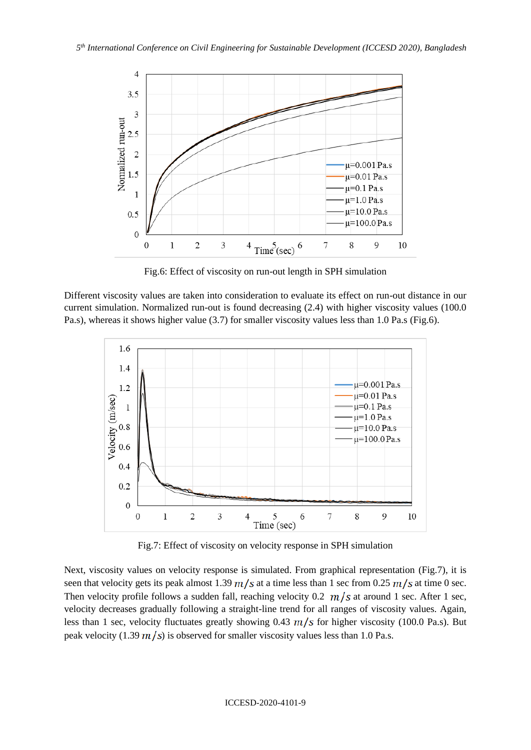Fig.6: Effect of viscosity on run-out length in SPH simulation

Different viscosity values are taken into consideration to evaluate its effect on run-out distance in our current simulation. Normalized run-out is found decreasing (2.4) with higher viscosity values (100.0 Pa.s), whereas it shows higher value (3.7) for smaller viscosity values less than 1.0 Pa.s (Fig.6).

Fig.7: Effect of viscosity on velocity response in SPH simulation

Next, viscosity values on velocity response is simulated. From graphical representation (Fig.7), it is seen that velocity gets its peak almost 1.39 $m/s$ at a time less than 1 sec from 0.25 $m/s$ at time 0 sec. Then velocity profile follows a sudden fall, reaching velocity 0.2 $m/s$ at around 1 sec. After 1 sec, velocity decreases gradually following a straight-line trend for all ranges of viscosity values. Again, less than 1 sec, velocity fluctuates greatly showing 0.43 $m/s$ for higher viscosity (100.0 Pa.s). But peak velocity (1.39 $m/s$) is observed for smaller viscosity values less than 1.0 Pa.s.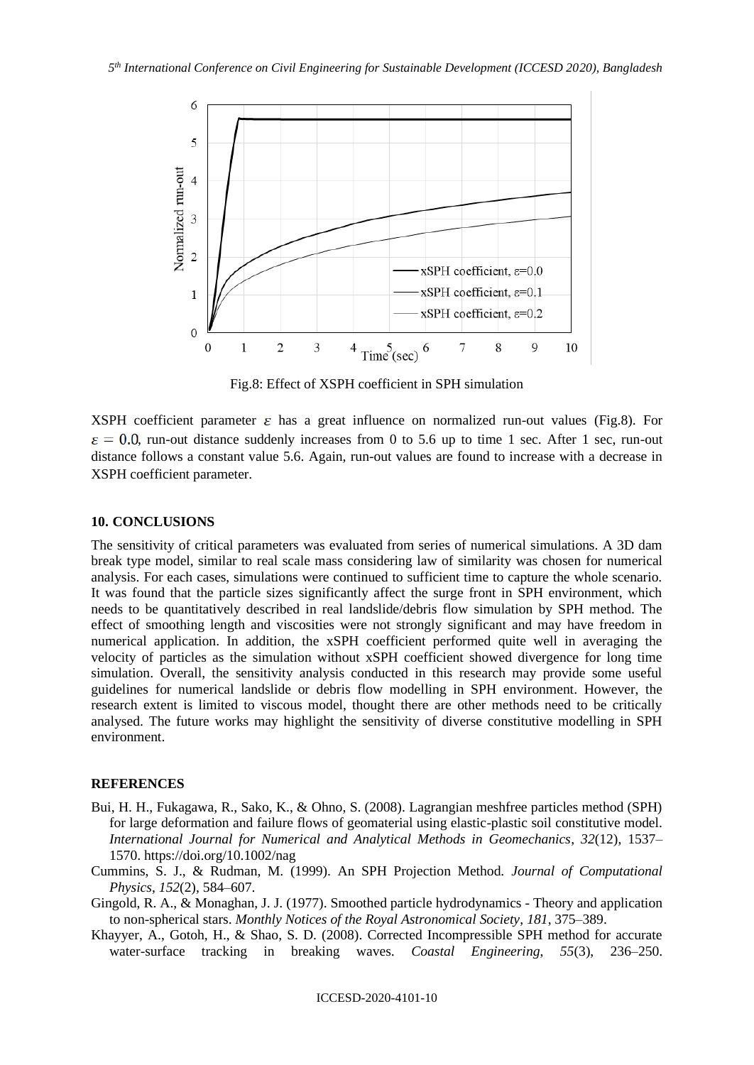Fig.8: Effect of XSPH coefficient in SPH simulation

XSPH coefficient parameter $\varepsilon$ has a great influence on normalized run-out values (Fig.8). For $\varepsilon = 0.0$, run-out distance suddenly increases from 0 to 5.6 up to time 1 sec. After 1 sec, run-out distance follows a constant value 5.6. Again, run-out values are found to increase with a decrease in XSPH coefficient parameter.

## 10. CONCLUSIONS

The sensitivity of critical parameters was evaluated from series of numerical simulations. A 3D dam break type model, similar to real scale mass considering law of similarity was chosen for numerical analysis. For each cases, simulations were continued to sufficient time to capture the whole scenario. It was found that the particle sizes significantly affect the surge front in SPH environment, which needs to be quantitatively described in real landslide/debris flow simulation by SPH method. The effect of smoothing length and viscosities were not strongly significant and may have freedom in numerical application. In addition, the xSPH coefficient performed quite well in averaging the velocity of particles as the simulation without xSPH coefficient showed divergence for long time simulation. Overall, the sensitivity analysis conducted in this research may provide some useful guidelines for numerical landslide or debris flow modelling in SPH environment. However, the research extent is limited to viscous model, thought there are other methods need to be critically analysed. The future works may highlight the sensitivity of diverse constitutive modelling in SPH environment.

## REFERENCES

Bui, H. H., Fukagawa, R., Sako, K., & Ohno, S. (2008). Lagrangian meshfree particles method (SPH) for large deformation and failure flows of geomaterial using elastic-plastic soil constitutive model. *International Journal for Numerical and Analytical Methods in Geomechanics*, *32*(12), 1537–1570. https://doi.org/10.1002/nag

Cummins, S. J., & Rudman, M. (1999). An SPH Projection Method. *Journal of Computational Physics*, *152*(2), 584–607.

Gingold, R. A., & Monaghan, J. J. (1977). Smoothed particle hydrodynamics - Theory and application to non-spherical stars. *Monthly Notices of the Royal Astronomical Society*, *181*, 375–389.

Khayyer, A., Gotoh, H., & Shao, S. D. (2008). Corrected Incompressible SPH method for accurate water-surface tracking in breaking waves. *Coastal Engineering*, *55*(3), 236–250.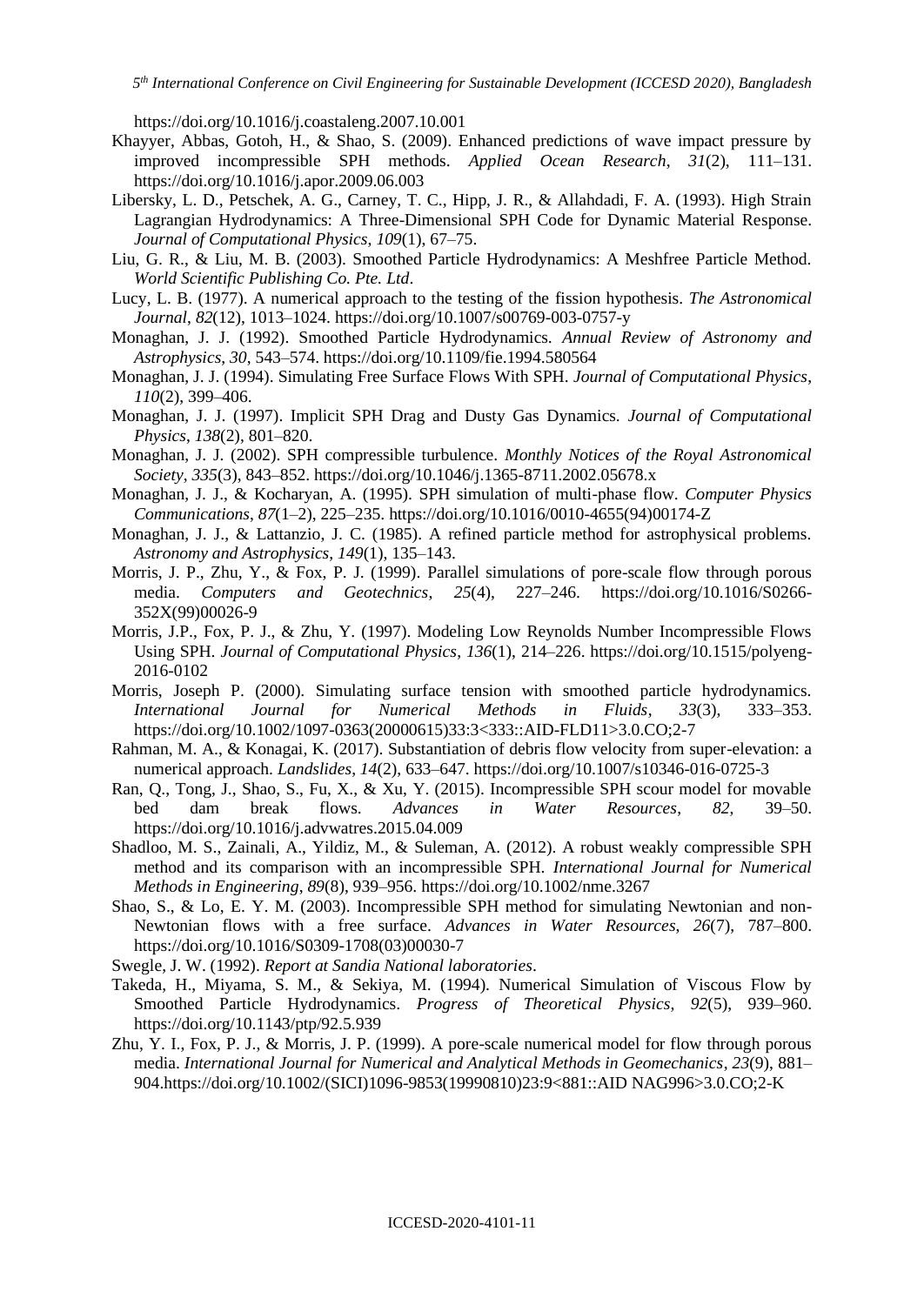https://doi.org/10.1016/j.coastaleng.2007.10.001

Khayyer, Abbas, Gotoh, H., & Shao, S. (2009). Enhanced predictions of wave impact pressure by improved incompressible SPH methods. *Applied Ocean Research*, *31*(2), 111–131. https://doi.org/10.1016/j.apor.2009.06.003

Libersky, L. D., Petschek, A. G., Carney, T. C., Hipp, J. R., & Allahdadi, F. A. (1993). High Strain Lagrangian Hydrodynamics: A Three-Dimensional SPH Code for Dynamic Material Response. *Journal of Computational Physics*, *109*(1), 67–75.

Liu, G. R., & Liu, M. B. (2003). Smoothed Particle Hydrodynamics: A Meshfree Particle Method. *World Scientific Publishing Co. Pte. Ltd*.

Lucy, L. B. (1977). A numerical approach to the testing of the fission hypothesis. *The Astronomical Journal*, *82*(12), 1013–1024. https://doi.org/10.1007/s00769-003-0757-y

Monaghan, J. J. (1992). Smoothed Particle Hydrodynamics. *Annual Review of Astronomy and Astrophysics*, *30*, 543–574. https://doi.org/10.1109/fie.1994.580564

Monaghan, J. J. (1994). Simulating Free Surface Flows With SPH. *Journal of Computational Physics*, *110*(2), 399–406.

Monaghan, J. J. (1997). Implicit SPH Drag and Dusty Gas Dynamics. *Journal of Computational Physics*, *138*(2), 801–820.

Monaghan, J. J. (2002). SPH compressible turbulence. *Monthly Notices of the Royal Astronomical Society*, *335*(3), 843–852. https://doi.org/10.1046/j.1365-8711.2002.05678.x

Monaghan, J. J., & Kocharyan, A. (1995). SPH simulation of multi-phase flow. *Computer Physics Communications*, *87*(1–2), 225–235. https://doi.org/10.1016/0010-4655(94)00174-Z

Monaghan, J. J., & Lattanzio, J. C. (1985). A refined particle method for astrophysical problems. *Astronomy and Astrophysics*, *149*(1), 135–143.

Morris, J. P., Zhu, Y., & Fox, P. J. (1999). Parallel simulations of pore-scale flow through porous media. *Computers and Geotechnics*, *25*(4), 227–246. https://doi.org/10.1016/S0266-352X(99)00026-9

Morris, J.P., Fox, P. J., & Zhu, Y. (1997). Modeling Low Reynolds Number Incompressible Flows Using SPH. *Journal of Computational Physics*, *136*(1), 214–226. https://doi.org/10.1515/polyeng-2016-0102

Morris, Joseph P. (2000). Simulating surface tension with smoothed particle hydrodynamics. *International Journal for Numerical Methods in Fluids*, *33*(3), 333–353. https://doi.org/10.1002/1097-0363(20000615)33:3<333::AID-FLD11>3.0.CO;2-7

Rahman, M. A., & Konagai, K. (2017). Substantiation of debris flow velocity from super-elevation: a numerical approach. *Landslides*, *14*(2), 633–647. https://doi.org/10.1007/s10346-016-0725-3

Ran, Q., Tong, J., Shao, S., Fu, X., & Xu, Y. (2015). Incompressible SPH scour model for movable bed dam break flows. *Advances in Water Resources*, *82*, 39–50. https://doi.org/10.1016/j.advwatres.2015.04.009

Shadloo, M. S., Zainali, A., Yildiz, M., & Suleman, A. (2012). A robust weakly compressible SPH method and its comparison with an incompressible SPH. *International Journal for Numerical Methods in Engineering*, *89*(8), 939–956. https://doi.org/10.1002/nme.3267

Shao, S., & Lo, E. Y. M. (2003). Incompressible SPH method for simulating Newtonian and non-Newtonian flows with a free surface. *Advances in Water Resources*, *26*(7), 787–800. https://doi.org/10.1016/S0309-1708(03)00030-7

Swegle, J. W. (1992). *Report at Sandia National laboratories*.

Takeda, H., Miyama, S. M., & Sekiya, M. (1994). Numerical Simulation of Viscous Flow by Smoothed Particle Hydrodynamics. *Progress of Theoretical Physics*, *92*(5), 939–960. https://doi.org/10.1143/ptp/92.5.939

Zhu, Y. I., Fox, P. J., & Morris, J. P. (1999). A pore-scale numerical model for flow through porous media. *International Journal for Numerical and Analytical Methods in Geomechanics*, *23*(9), 881–904.https://doi.org/10.1002/(SICI)1096-9853(19990810)23:9<881::AID NAG996>3.0.CO;2-K